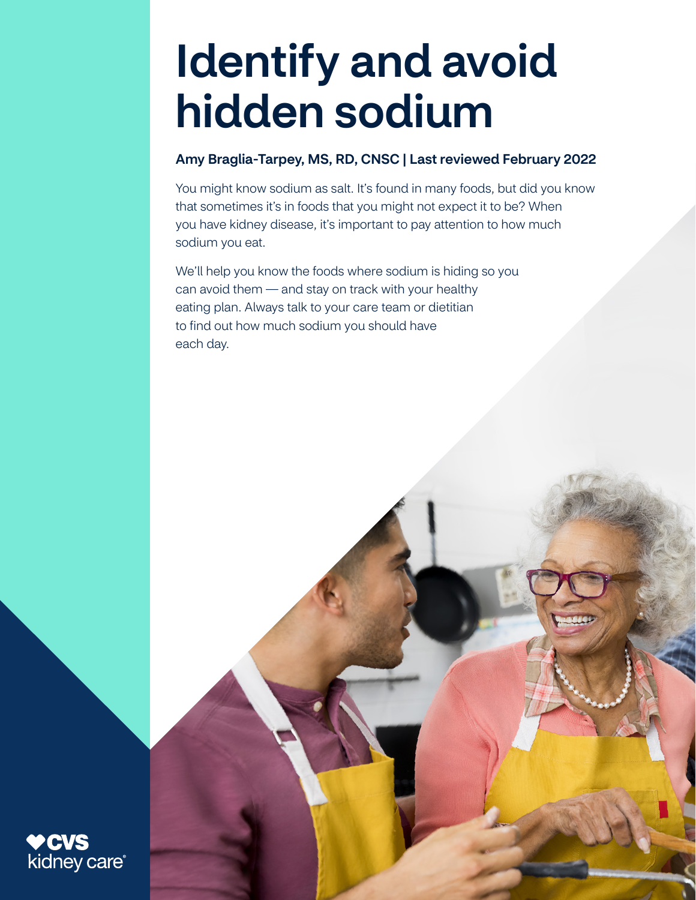# Identify and avoid hidden sodium

**Amy Braglia-Tarpey, MS, RD, CNSC | Last reviewed February 2022**

You might know sodium as salt. It's found in many foods, but did you know that sometimes it's in foods that you might not expect it to be? When you have kidney disease, it's important to pay attention to how much sodium you eat.

We'll help you know the foods where sodium is hiding so you can avoid them — and stay on track with your healthy eating plan. Always talk to your care team or dietitian to find out how much sodium you should have each day.

CVS kidney care®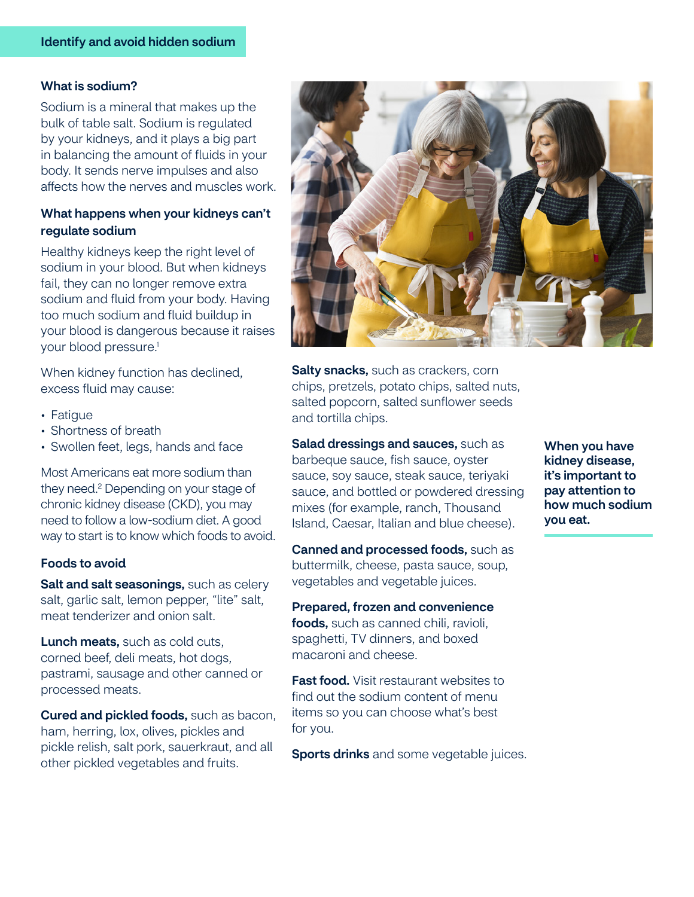## Identify and avoid hidden sodium

### What is sodium?

Sodium is a mineral that makes up the bulk of table salt. Sodium is regulated by your kidneys, and it plays a big part in balancing the amount of fluids in your body. It sends nerve impulses and also affects how the nerves and muscles work.

### What happens when your kidneys can't regulate sodium

Healthy kidneys keep the right level of sodium in your blood. But when kidneys fail, they can no longer remove extra sodium and fluid from your body. Having too much sodium and fluid buildup in your blood is dangerous because it raises your blood pressure.[1]

When kidney function has declined, excess fluid may cause:

- Fatigue
- Shortness of breath
- Swollen feet, legs, hands and face

Most Americans eat more sodium than they need.[2] Depending on your stage of chronic kidney disease (CKD), you may need to follow a low-sodium diet. A good way to start is to know which foods to avoid.

### Foods to avoid

**Salt and salt seasonings,** such as celery salt, garlic salt, lemon pepper, "lite" salt, meat tenderizer and onion salt.

**Lunch meats,** such as cold cuts, corned beef, deli meats, hot dogs, pastrami, sausage and other canned or processed meats.

**Cured and pickled foods,** such as bacon, ham, herring, lox, olives, pickles and pickle relish, salt pork, sauerkraut, and all other pickled vegetables and fruits.

**Salty snacks,** such as crackers, corn chips, pretzels, potato chips, salted nuts, salted popcorn, salted sunflower seeds and tortilla chips.

**Salad dressings and sauces,** such as barbeque sauce, fish sauce, oyster sauce, soy sauce, steak sauce, teriyaki sauce, and bottled or powdered dressing mixes (for example, ranch, Thousand Island, Caesar, Italian and blue cheese).

**Canned and processed foods,** such as buttermilk, cheese, pasta sauce, soup, vegetables and vegetable juices.

**Prepared, frozen and convenience foods,** such as canned chili, ravioli, spaghetti, TV dinners, and boxed macaroni and cheese.

**Fast food.** Visit restaurant websites to find out the sodium content of menu items so you can choose what's best for you.

**Sports drinks** and some vegetable juices.

**When you have kidney disease, it's important to pay attention to how much sodium you eat.**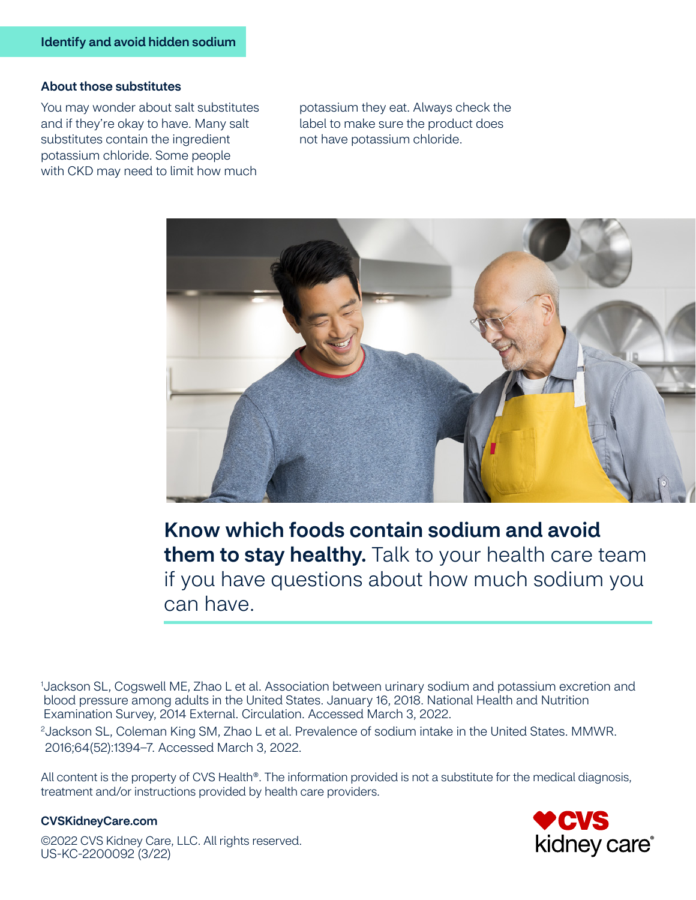**Identify and avoid hidden sodium**

### About those substitutes

You may wonder about salt substitutes and if they're okay to have. Many salt substitutes contain the ingredient potassium chloride. Some people with CKD may need to limit how much potassium they eat. Always check the label to make sure the product does not have potassium chloride.

**Know which foods contain sodium and avoid them to stay healthy.** Talk to your health care team if you have questions about how much sodium you can have.

[1] Jackson SL, Cogswell ME, Zhao L et al. Association between urinary sodium and potassium excretion and blood pressure among adults in the United States. January 16, 2018. National Health and Nutrition Examination Survey, 2014 External. Circulation. Accessed March 3, 2022.

[2] Jackson SL, Coleman King SM, Zhao L et al. Prevalence of sodium intake in the United States. MMWR. 2016;64(52):1394–7. Accessed March 3, 2022.

All content is the property of CVS Health®. The information provided is not a substitute for the medical diagnosis, treatment and/or instructions provided by health care providers.

**CVSKidneyCare.com**

©2022 CVS Kidney Care, LLC. All rights reserved.
US-KC-2200092 (3/22)

CVS kidney care®